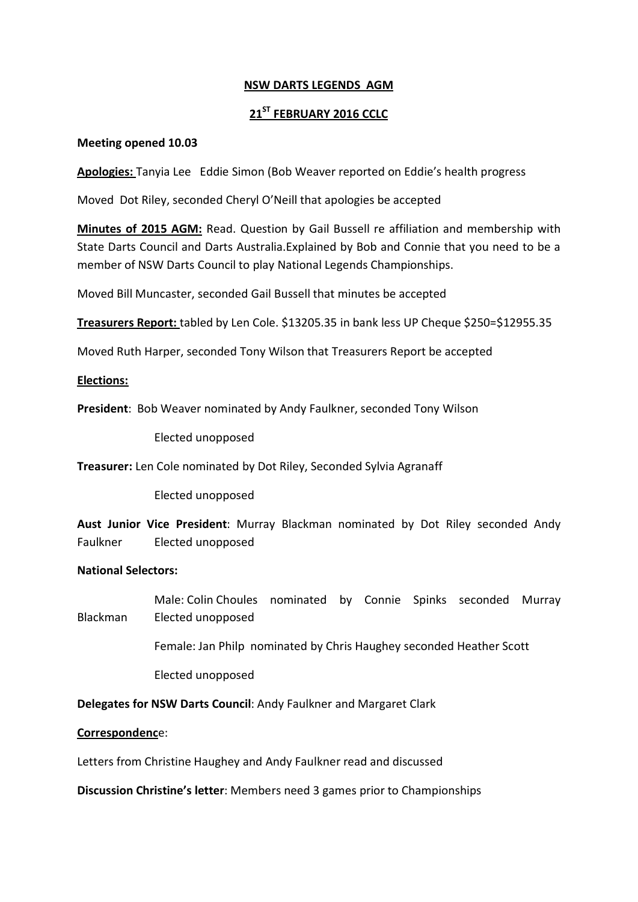**NSW DARTS LEGENDS AGM**

**21ST FEBRUARY 2016 CCLC**

**Meeting opened 10.03**

**Apologies:** Tanyia Lee  Eddie Simon (Bob Weaver reported on Eddie's health progress

Moved Dot Riley, seconded Cheryl O'Neill that apologies be accepted

**Minutes of 2015 AGM:** Read. Question by Gail Bussell re affiliation and membership with State Darts Council and Darts Australia.Explained by Bob and Connie that you need to be a member of NSW Darts Council to play National Legends Championships.

Moved Bill Muncaster, seconded Gail Bussell that minutes be accepted

**Treasurers Report:** tabled by Len Cole. $13205.35 in bank less UP Cheque $250=$12955.35

Moved Ruth Harper, seconded Tony Wilson that Treasurers Report be accepted

**Elections:**

**President**: Bob Weaver nominated by Andy Faulkner, seconded Tony Wilson

Elected unopposed

**Treasurer:** Len Cole nominated by Dot Riley, Seconded Sylvia Agranaff

Elected unopposed

**Aust Junior Vice President**: Murray Blackman nominated by Dot Riley seconded Andy Faulkner  Elected unopposed

**National Selectors:**

Male: Colin Choules nominated by Connie Spinks seconded Murray Blackman  Elected unopposed

Female: Jan Philp nominated by Chris Haughey seconded Heather Scott

Elected unopposed

**Delegates for NSW Darts Council**: Andy Faulkner and Margaret Clark

**Correspondence**:

Letters from Christine Haughey and Andy Faulkner read and discussed

**Discussion Christine's letter**: Members need 3 games prior to Championships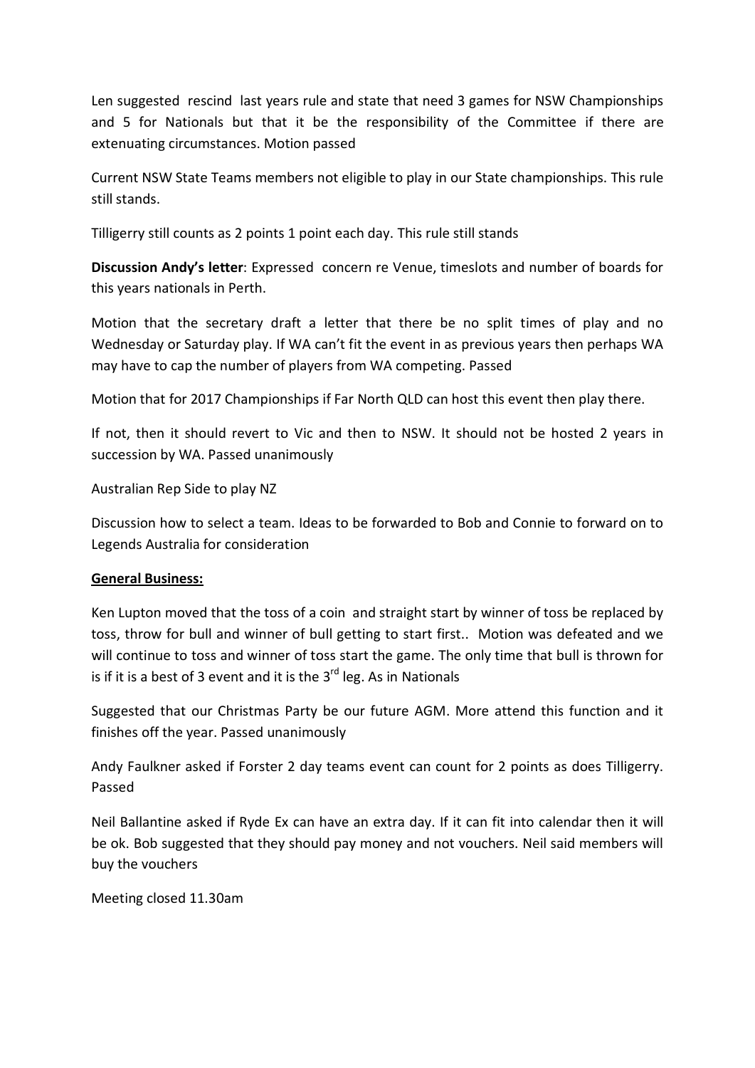Len suggested rescind last years rule and state that need 3 games for NSW Championships and 5 for Nationals but that it be the responsibility of the Committee if there are extenuating circumstances. Motion passed

Current NSW State Teams members not eligible to play in our State championships. This rule still stands.

Tilligerry still counts as 2 points 1 point each day. This rule still stands

**Discussion Andy's letter**: Expressed concern re Venue, timeslots and number of boards for this years nationals in Perth.

Motion that the secretary draft a letter that there be no split times of play and no Wednesday or Saturday play. If WA can't fit the event in as previous years then perhaps WA may have to cap the number of players from WA competing. Passed

Motion that for 2017 Championships if Far North QLD can host this event then play there.

If not, then it should revert to Vic and then to NSW. It should not be hosted 2 years in succession by WA. Passed unanimously

Australian Rep Side to play NZ

Discussion how to select a team. Ideas to be forwarded to Bob and Connie to forward on to Legends Australia for consideration

**General Business:**

Ken Lupton moved that the toss of a coin and straight start by winner of toss be replaced by toss, throw for bull and winner of bull getting to start first.. Motion was defeated and we will continue to toss and winner of toss start the game. The only time that bull is thrown for is if it is a best of 3 event and it is the 3rd leg. As in Nationals

Suggested that our Christmas Party be our future AGM. More attend this function and it finishes off the year. Passed unanimously

Andy Faulkner asked if Forster 2 day teams event can count for 2 points as does Tilligerry. Passed

Neil Ballantine asked if Ryde Ex can have an extra day. If it can fit into calendar then it will be ok. Bob suggested that they should pay money and not vouchers. Neil said members will buy the vouchers

Meeting closed 11.30am